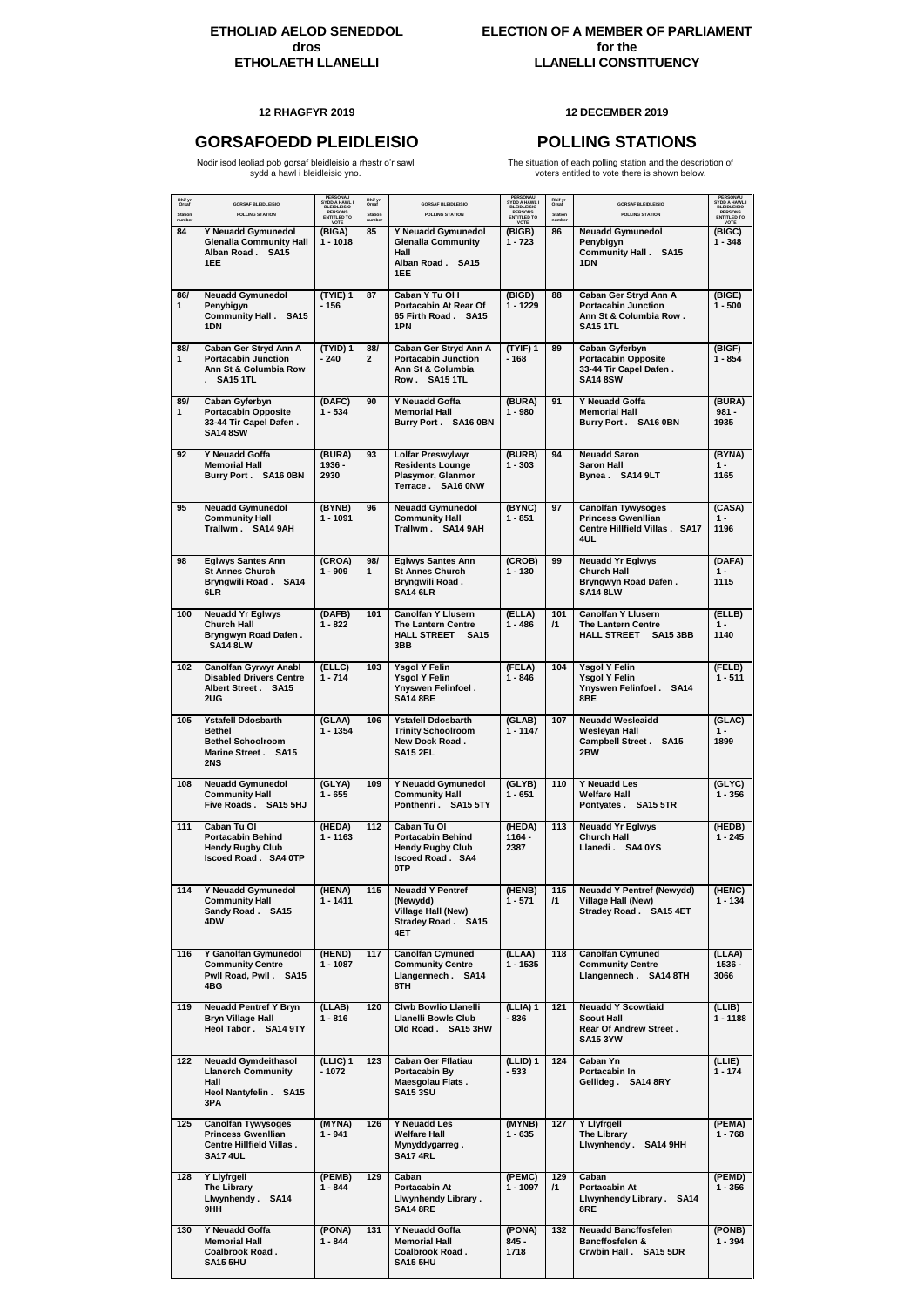**ETHOLIAD AELOD SENEDDOL**
**dros**
**ETHOLAETH LLANELLI**

**ELECTION OF A MEMBER OF PARLIAMENT**
**for the**
**LLANELLI CONSTITUENCY**

**12 RHAGFYR 2019**

**12 DECEMBER 2019**

## GORSAFOEDD PLEIDLEISIO

## POLLING STATIONS

Nodir isod leoliad pob gorsaf bleidleisio a rhestr o'r sawl sydd a hawl i bleidleisio yno.

The situation of each polling station and the description of voters entitled to vote there is shown below.

| Rhif yr Orsaf / Station number | GORSAF BLEIDLEISIO / POLLING STATION | PERSONAU SYDD A HAWL I BLEIDLEISIO / PERSONS ENTITLED TO VOTE | Rhif yr Orsaf / Station number | GORSAF BLEIDLEISIO / POLLING STATION | PERSONAU SYDD A HAWL I BLEIDLEISIO / PERSONS ENTITLED TO VOTE | Rhif yr Orsaf / Station number | GORSAF BLEIDLEISIO / POLLING STATION | PERSONAU SYDD A HAWL I BLEIDLEISIO / PERSONS ENTITLED TO VOTE |
|---|---|---|---|---|---|---|---|---|
| 84 | Y Neuadd Gymunedol Glenalla Community Hall Alban Road . SA15 1EE | (BIGA) 1 - 1018 | 85 | Y Neuadd Gymunedol Glenalla Community Hall Alban Road . SA15 1EE | (BIGB) 1 - 723 | 86 | Neuadd Gymunedol Penybigyn Community Hall . SA15 1DN | (BIGC) 1 - 348 |
| 86/1 | Neuadd Gymunedol Penybigyn Community Hall . SA15 1DN | (TYIE) 1 - 156 | 87 | Caban Y Tu Ol I Portacabin At Rear Of 65 Firth Road . SA15 1PN | (BIGD) 1 - 1229 | 88 | Caban Ger Stryd Ann A Portacabin Junction Ann St & Columbia Row . SA15 1TL | (BIGE) 1 - 500 |
| 88/1 | Caban Ger Stryd Ann A Portacabin Junction Ann St & Columbia Row . SA15 1TL | (TYID) 1 - 240 | 88/2 | Caban Ger Stryd Ann A Portacabin Junction Ann St & Columbia Row . SA15 1TL | (TYIF) 1 - 168 | 89 | Caban Gyferbyn Portacabin Opposite 33-44 Tir Capel Dafen . SA14 8SW | (BIGF) 1 - 854 |
| 89/1 | Caban Gyferbyn Portacabin Opposite 33-44 Tir Capel Dafen . SA14 8SW | (DAFC) 1 - 534 | 90 | Y Neuadd Goffa Memorial Hall Burry Port . SA16 0BN | (BURA) 1 - 980 | 91 | Y Neuadd Goffa Memorial Hall Burry Port . SA16 0BN | (BURA) 981 - 1935 |
| 92 | Y Neuadd Goffa Memorial Hall Burry Port . SA16 0BN | (BURA) 1936 - 2930 | 93 | Lolfar Preswylwyr Residents Lounge Plasymor, Glanmor Terrace . SA16 0NW | (BURB) 1 - 303 | 94 | Neuadd Saron Saron Hall Bynea . SA14 9LT | (BYNA) 1 - 1165 |
| 95 | Neuadd Gymunedol Community Hall Trallwm . SA14 9AH | (BYNB) 1 - 1091 | 96 | Neuadd Gymunedol Community Hall Trallwm . SA14 9AH | (BYNC) 1 - 851 | 97 | Canolfan Tywysoges Princess Gwenllian Centre Hillfield Villas . SA17 4UL | (CASA) 1 - 1196 |
| 98 | Eglwys Santes Ann St Annes Church Bryngwili Road . SA14 6LR | (CROA) 1 - 909 | 98/1 | Eglwys Santes Ann St Annes Church Bryngwili Road . SA14 6LR | (CROB) 1 - 130 | 99 | Neuadd Yr Eglwys Church Hall Bryngwyn Road Dafen . SA14 8LW | (DAFA) 1 - 1115 |
| 100 | Neuadd Yr Eglwys Church Hall Bryngwyn Road Dafen . SA14 8LW | (DAFB) 1 - 822 | 101 | Canolfan Y Llusern The Lantern Centre HALL STREET SA15 3BB | (ELLA) 1 - 486 | 101/1 | Canolfan Y Llusern The Lantern Centre HALL STREET SA15 3BB | (ELLB) 1 - 1140 |
| 102 | Canolfan Gyrwyr Anabl Disabled Drivers Centre Albert Street . SA15 2UG | (ELLC) 1 - 714 | 103 | Ysgol Y Felin Ysgol Y Felin Ynyswen Felinfoel . SA14 8BE | (FELA) 1 - 846 | 104 | Ysgol Y Felin Ysgol Y Felin Ynyswen Felinfoel . SA14 8BE | (FELB) 1 - 511 |
| 105 | Ystafell Ddosbarth Bethel Bethel Schoolroom Marine Street . SA15 2NS | (GLAA) 1 - 1354 | 106 | Ystafell Ddosbarth Trinity Schoolroom New Dock Road . SA15 2EL | (GLAB) 1 - 1147 | 107 | Neuadd Wesleaidd Wesleyan Hall Campbell Street . SA15 2BW | (GLAC) 1 - 1899 |
| 108 | Neuadd Gymunedol Community Hall Five Roads . SA15 5HJ | (GLYA) 1 - 655 | 109 | Y Neuadd Gymunedol Community Hall Ponthenri . SA15 5TY | (GLYB) 1 - 651 | 110 | Y Neuadd Les Welfare Hall Pontyates . SA15 5TR | (GLYC) 1 - 356 |
| 111 | Caban Tu Ol Portacabin Behind Hendy Rugby Club Iscoed Road . SA4 0TP | (HEDA) 1 - 1163 | 112 | Caban Tu Ol Portacabin Behind Hendy Rugby Club Iscoed Road . SA4 0TP | (HEDA) 1164 - 2387 | 113 | Neuadd Yr Eglwys Church Hall Llanedi . SA4 0YS | (HEDB) 1 - 245 |
| 114 | Y Neuadd Gymunedol Community Hall Sandy Road . SA15 4DW | (HENA) 1 - 1411 | 115 | Neuadd Y Pentref (Newydd) Village Hall (New) Stradey Road . SA15 4ET | (HENB) 1 - 571 | 115/1 | Neuadd Y Pentref (Newydd) Village Hall (New) Stradey Road . SA15 4ET | (HENC) 1 - 134 |
| 116 | Y Ganolfan Gymunedol Community Centre Pwll Road, Pwll . SA15 4BG | (HEND) 1 - 1087 | 117 | Canolfan Cymuned Community Centre Llangennech . SA14 8TH | (LLAA) 1 - 1535 | 118 | Canolfan Cymuned Community Centre Llangennech . SA14 8TH | (LLAA) 1536 - 3066 |
| 119 | Neuadd Pentref Y Bryn Bryn Village Hall Heol Tabor . SA14 9TY | (LLAB) 1 - 816 | 120 | Clwb Bowlio Llanelli Llanelli Bowls Club Old Road . SA15 3HW | (LLIA) 1 - 836 | 121 | Neuadd Y Scowtiaid Scout Hall Rear Of Andrew Street . SA15 3YW | (LLIB) 1 - 1188 |
| 122 | Neuadd Gymdeithasol Llanerch Community Hall Heol Nantyfelin . SA15 3PA | (LLIC) 1 - 1072 | 123 | Caban Ger Fflatiau Portacabin By Maesgolau Flats . SA15 3SU | (LLID) 1 - 533 | 124 | Caban Yn Portacabin In Gellideg . SA14 8RY | (LLIE) 1 - 174 |
| 125 | Canolfan Tywysoges Princess Gwenllian Centre Hillfield Villas . SA17 4UL | (MYNA) 1 - 941 | 126 | Y Neuadd Les Welfare Hall Mynyddygarreg . SA17 4RL | (MYNB) 1 - 635 | 127 | Y Llyfrgell The Library Llwynhendy . SA14 9HH | (PEMA) 1 - 768 |
| 128 | Y Llyfrgell The Library Llwynhendy . SA14 9HH | (PEMB) 1 - 844 | 129 | Caban Portacabin At Llwynhendy Library . SA14 8RE | (PEMC) 1 - 1097 | 129/1 | Caban Portacabin At Llwynhendy Library . SA14 8RE | (PEMD) 1 - 356 |
| 130 | Y Neuadd Goffa Memorial Hall Coalbrook Road . SA15 5HU | (PONA) 1 - 844 | 131 | Y Neuadd Goffa Memorial Hall Coalbrook Road . SA15 5HU | (PONA) 845 - 1718 | 132 | Neuadd Bancffosfelen Bancffosfelen & Crwbin Hall . SA15 5DR | (PONB) 1 - 394 |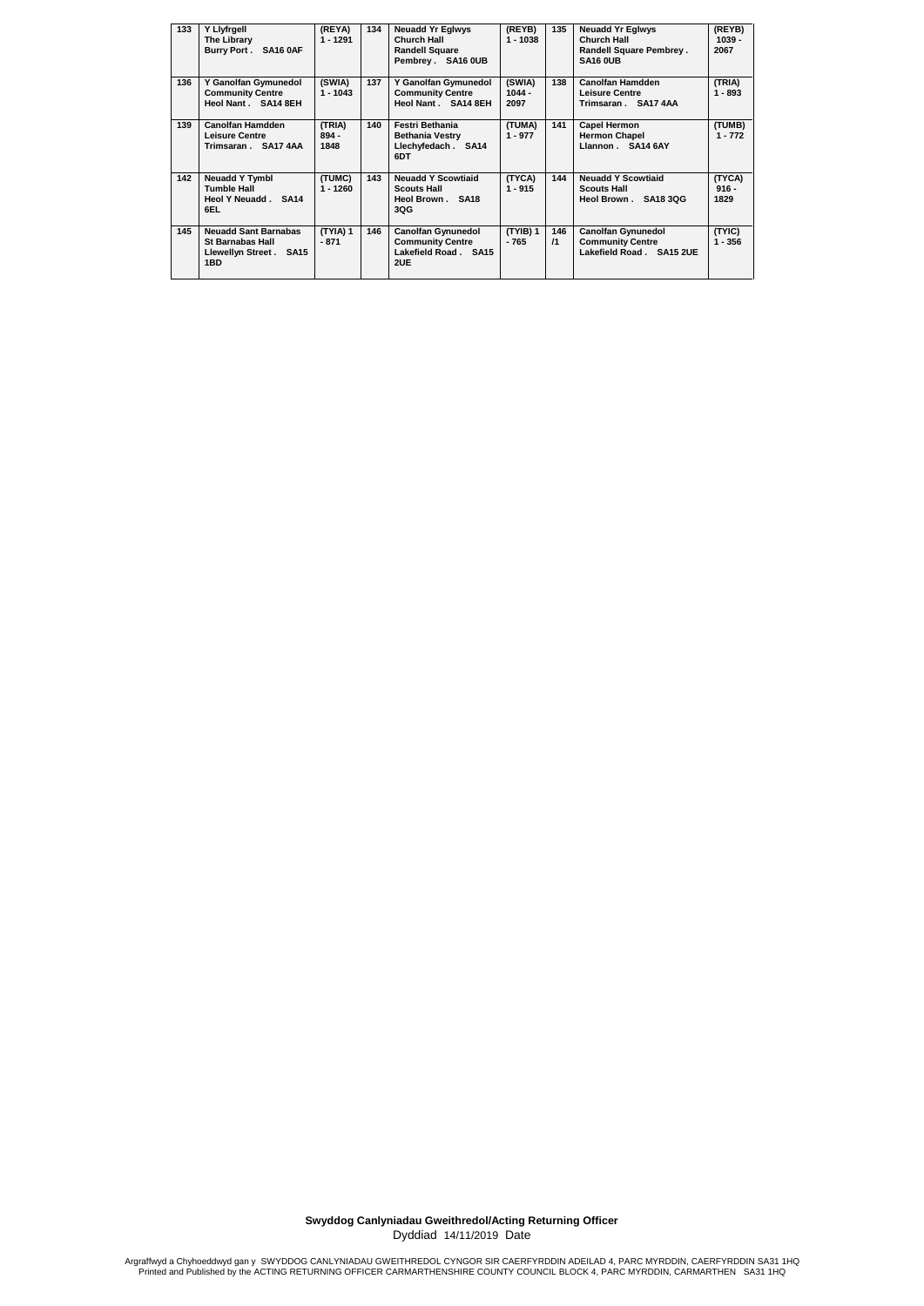| | | | | | | | | |
|---|---|---|---|---|---|---|---|---|
| 133 | **Y Llyfrgell**<br>**The Library**<br>**Burry Port . SA16 0AF** | (REYA)<br>1 - 1291 | 134 | **Neuadd Yr Eglwys**<br>**Church Hall**<br>**Randell Square**<br>**Pembrey . SA16 0UB** | (REYB)<br>1 - 1038 | 135 | **Neuadd Yr Eglwys**<br>**Church Hall**<br>**Randell Square Pembrey .**<br>**SA16 0UB** | (REYB)<br>1039 -<br>2067 |
| 136 | **Y Ganolfan Gymunedol**<br>**Community Centre**<br>**Heol Nant . SA14 8EH** | (SWIA)<br>1 - 1043 | 137 | **Y Ganolfan Gymunedol**<br>**Community Centre**<br>**Heol Nant . SA14 8EH** | (SWIA)<br>1044 -<br>2097 | 138 | **Canolfan Hamdden**<br>**Leisure Centre**<br>**Trimsaran . SA17 4AA** | (TRIA)<br>1 - 893 |
| 139 | **Canolfan Hamdden**<br>**Leisure Centre**<br>**Trimsaran . SA17 4AA** | (TRIA)<br>894 -<br>1848 | 140 | **Festri Bethania**<br>**Bethania Vestry**<br>**Llechyfedach . SA14 6DT** | (TUMA)<br>1 - 977 | 141 | **Capel Hermon**<br>**Hermon Chapel**<br>**Llannon . SA14 6AY** | (TUMB)<br>1 - 772 |
| 142 | **Neuadd Y Tymbl**<br>**Tumble Hall**<br>**Heol Y Neuadd . SA14 6EL** | (TUMC)<br>1 - 1260 | 143 | **Neuadd Y Scowtiaid**<br>**Scouts Hall**<br>**Heol Brown . SA18 3QG** | (TYCA)<br>1 - 915 | 144 | **Neuadd Y Scowtiaid**<br>**Scouts Hall**<br>**Heol Brown . SA18 3QG** | (TYCA)<br>916 -<br>1829 |
| 145 | **Neuadd Sant Barnabas**<br>**St Barnabas Hall**<br>**Llewellyn Street . SA15 1BD** | (TYIA) 1<br>- 871 | 146 | **Canolfan Gynunedol**<br>**Community Centre**<br>**Lakefield Road . SA15 2UE** | (TYIB) 1<br>- 765 | 146<br>/1 | **Canolfan Gynunedol**<br>**Community Centre**<br>**Lakefield Road . SA15 2UE** | (TYIC)<br>1 - 356 |

**Swyddog Canlyniadau Gweithredol/Acting Returning Officer**

Dyddiad 14/11/2019 Date

Argraffwyd a Chyhoeddwyd gan y SWYDDOG CANLYNIADAU GWEITHREDOL CYNGOR SIR CAERFYRDDIN ADEILAD 4, PARC MYRDDIN, CAERFYRDDIN SA31 1HQ
Printed and Published by the ACTING RETURNING OFFICER CARMARTHENSHIRE COUNTY COUNCIL BLOCK 4, PARC MYRDDIN, CARMARTHEN SA31 1HQ